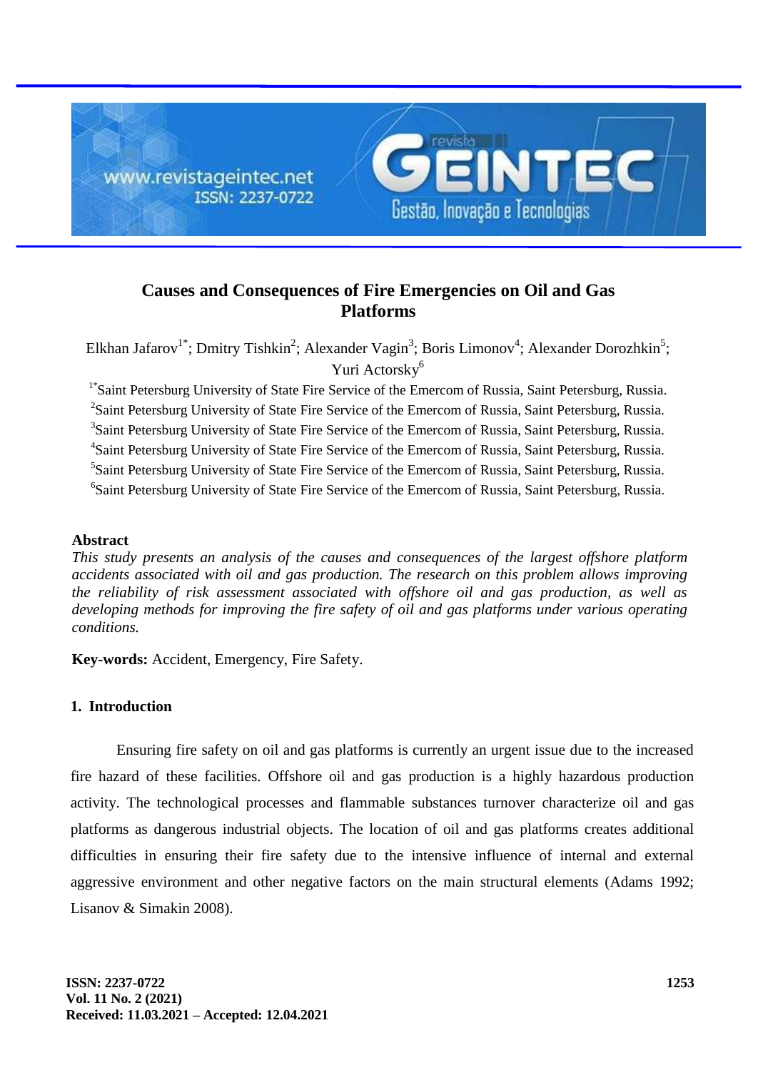# Causes and Consequences of Fire Emergencies on Oil and Gas Platforms

Elkhan Jafarov[1*]; Dmitry Tishkin[2]; Alexander Vagin[3]; Boris Limonov[4]; Alexander Dorozhkin[5]; Yuri Actorsky[6]

[1*]Saint Petersburg University of State Fire Service of the Emercom of Russia, Saint Petersburg, Russia.
[2]Saint Petersburg University of State Fire Service of the Emercom of Russia, Saint Petersburg, Russia.
[3]Saint Petersburg University of State Fire Service of the Emercom of Russia, Saint Petersburg, Russia.
[4]Saint Petersburg University of State Fire Service of the Emercom of Russia, Saint Petersburg, Russia.
[5]Saint Petersburg University of State Fire Service of the Emercom of Russia, Saint Petersburg, Russia.
[6]Saint Petersburg University of State Fire Service of the Emercom of Russia, Saint Petersburg, Russia.

## Abstract

*This study presents an analysis of the causes and consequences of the largest offshore platform accidents associated with oil and gas production. The research on this problem allows improving the reliability of risk assessment associated with offshore oil and gas production, as well as developing methods for improving the fire safety of oil and gas platforms under various operating conditions.*

**Key-words:** Accident, Emergency, Fire Safety.

## 1. Introduction

Ensuring fire safety on oil and gas platforms is currently an urgent issue due to the increased fire hazard of these facilities. Offshore oil and gas production is a highly hazardous production activity. The technological processes and flammable substances turnover characterize oil and gas platforms as dangerous industrial objects. The location of oil and gas platforms creates additional difficulties in ensuring their fire safety due to the intensive influence of internal and external aggressive environment and other negative factors on the main structural elements (Adams 1992; Lisanov & Simakin 2008).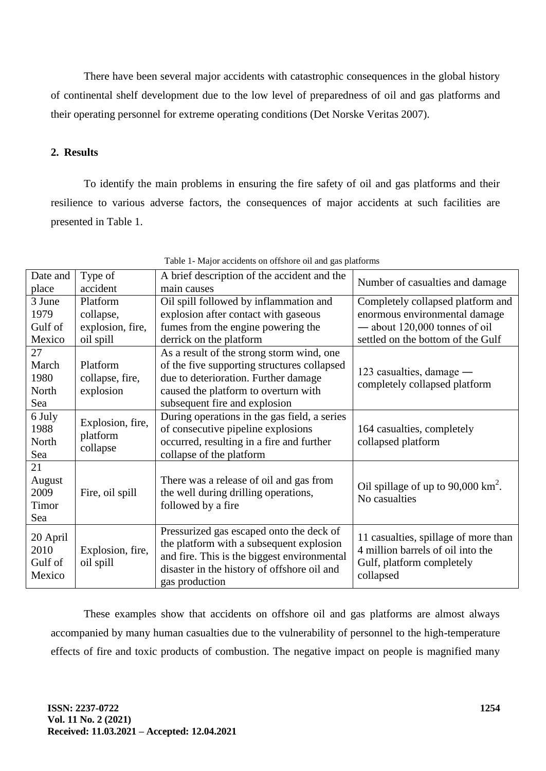There have been several major accidents with catastrophic consequences in the global history of continental shelf development due to the low level of preparedness of oil and gas platforms and their operating personnel for extreme operating conditions (Det Norske Veritas 2007).

## 2. Results

To identify the main problems in ensuring the fire safety of oil and gas platforms and their resilience to various adverse factors, the consequences of major accidents at such facilities are presented in Table 1.

Table 1- Major accidents on offshore oil and gas platforms

| Date and place | Type of accident | A brief description of the accident and the main causes | Number of casualties and damage |
|---|---|---|---|
| 3 June 1979 Gulf of Mexico | Platform collapse, explosion, fire, oil spill | Oil spill followed by inflammation and explosion after contact with gaseous fumes from the engine powering the derrick on the platform | Completely collapsed platform and enormous environmental damage — about 120,000 tonnes of oil settled on the bottom of the Gulf |
| 27 March 1980 North Sea | Platform collapse, fire, explosion | As a result of the strong storm wind, one of the five supporting structures collapsed due to deterioration. Further damage caused the platform to overturn with subsequent fire and explosion | 123 casualties, damage — completely collapsed platform |
| 6 July 1988 North Sea | Explosion, fire, platform collapse | During operations in the gas field, a series of consecutive pipeline explosions occurred, resulting in a fire and further collapse of the platform | 164 casualties, completely collapsed platform |
| 21 August 2009 Timor Sea | Fire, oil spill | There was a release of oil and gas from the well during drilling operations, followed by a fire | Oil spillage of up to 90,000 $km^2$. No casualties |
| 20 April 2010 Gulf of Mexico | Explosion, fire, oil spill | Pressurized gas escaped onto the deck of the platform with a subsequent explosion and fire. This is the biggest environmental disaster in the history of offshore oil and gas production | 11 casualties, spillage of more than 4 million barrels of oil into the Gulf, platform completely collapsed |

These examples show that accidents on offshore oil and gas platforms are almost always accompanied by many human casualties due to the vulnerability of personnel to the high-temperature effects of fire and toxic products of combustion. The negative impact on people is magnified many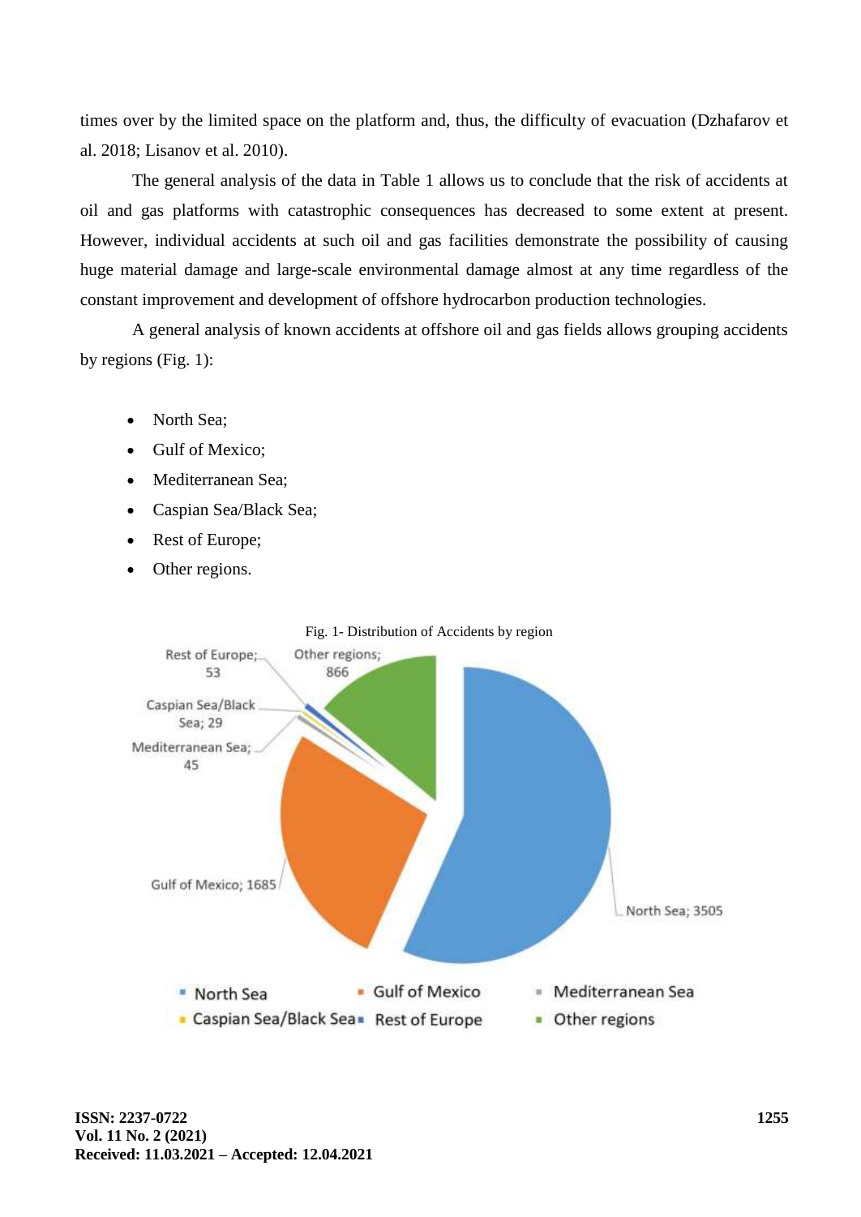times over by the limited space on the platform and, thus, the difficulty of evacuation (Dzhafarov et al. 2018; Lisanov et al. 2010).

The general analysis of the data in Table 1 allows us to conclude that the risk of accidents at oil and gas platforms with catastrophic consequences has decreased to some extent at present. However, individual accidents at such oil and gas facilities demonstrate the possibility of causing huge material damage and large-scale environmental damage almost at any time regardless of the constant improvement and development of offshore hydrocarbon production technologies.

A general analysis of known accidents at offshore oil and gas fields allows grouping accidents by regions (Fig. 1):

- North Sea;
- Gulf of Mexico;
- Mediterranean Sea;
- Caspian Sea/Black Sea;
- Rest of Europe;
- Other regions.

Fig. 1- Distribution of Accidents by region

| Region | Accidents |
| --- | --- |
| North Sea | 3505 |
| Gulf of Mexico | 1685 |
| Mediterranean Sea | 45 |
| Caspian Sea/Black Sea | 29 |
| Rest of Europe | 53 |
| Other regions | 866 |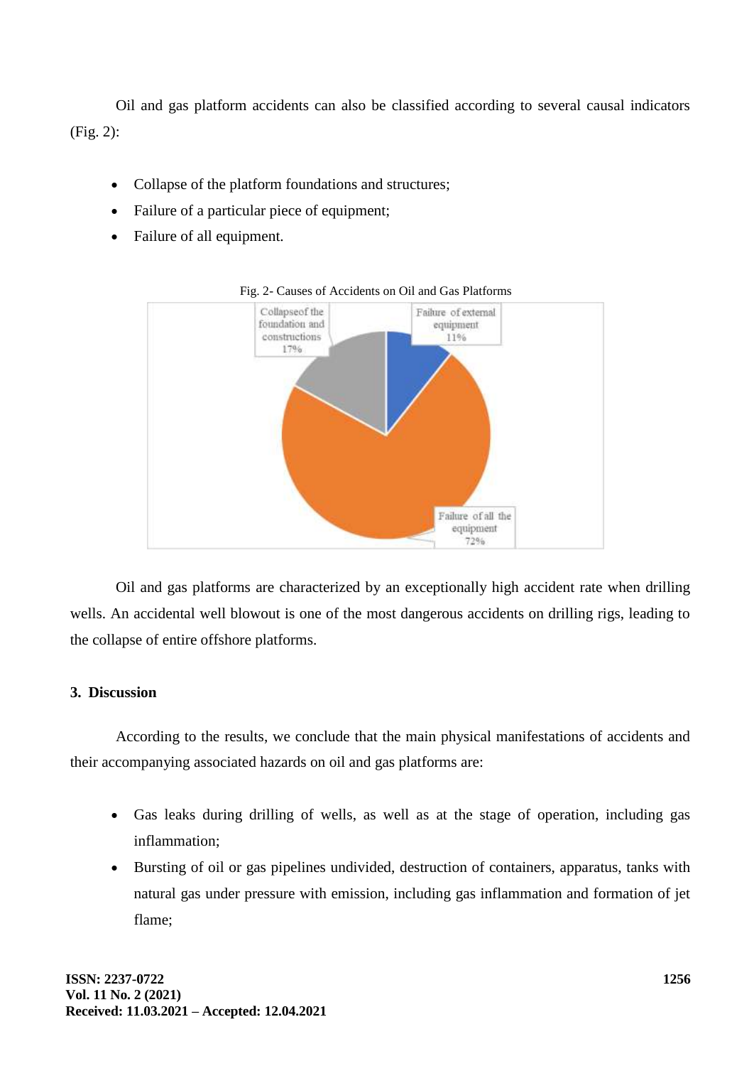Oil and gas platform accidents can also be classified according to several causal indicators (Fig. 2):

- Collapse of the platform foundations and structures;
- Failure of a particular piece of equipment;
- Failure of all equipment.

Fig. 2- Causes of Accidents on Oil and Gas Platforms

Oil and gas platforms are characterized by an exceptionally high accident rate when drilling wells. An accidental well blowout is one of the most dangerous accidents on drilling rigs, leading to the collapse of entire offshore platforms.

### 3. Discussion

According to the results, we conclude that the main physical manifestations of accidents and their accompanying associated hazards on oil and gas platforms are:

- Gas leaks during drilling of wells, as well as at the stage of operation, including gas inflammation;
- Bursting of oil or gas pipelines undivided, destruction of containers, apparatus, tanks with natural gas under pressure with emission, including gas inflammation and formation of jet flame;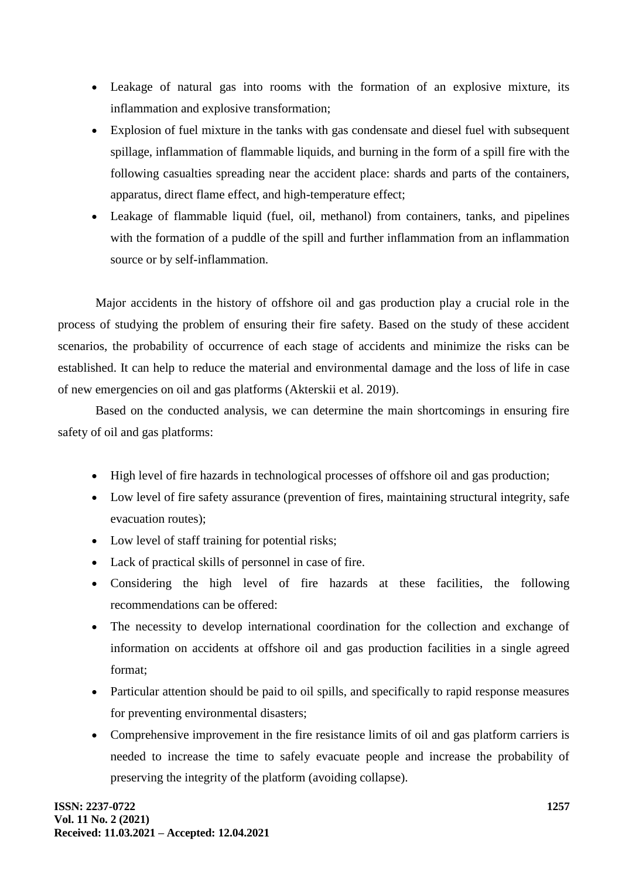- Leakage of natural gas into rooms with the formation of an explosive mixture, its inflammation and explosive transformation;
- Explosion of fuel mixture in the tanks with gas condensate and diesel fuel with subsequent spillage, inflammation of flammable liquids, and burning in the form of a spill fire with the following casualties spreading near the accident place: shards and parts of the containers, apparatus, direct flame effect, and high-temperature effect;
- Leakage of flammable liquid (fuel, oil, methanol) from containers, tanks, and pipelines with the formation of a puddle of the spill and further inflammation from an inflammation source or by self-inflammation.

Major accidents in the history of offshore oil and gas production play a crucial role in the process of studying the problem of ensuring their fire safety. Based on the study of these accident scenarios, the probability of occurrence of each stage of accidents and minimize the risks can be established. It can help to reduce the material and environmental damage and the loss of life in case of new emergencies on oil and gas platforms (Akterskii et al. 2019).

Based on the conducted analysis, we can determine the main shortcomings in ensuring fire safety of oil and gas platforms:

- High level of fire hazards in technological processes of offshore oil and gas production;
- Low level of fire safety assurance (prevention of fires, maintaining structural integrity, safe evacuation routes);
- Low level of staff training for potential risks;
- Lack of practical skills of personnel in case of fire.
- Considering the high level of fire hazards at these facilities, the following recommendations can be offered:
- The necessity to develop international coordination for the collection and exchange of information on accidents at offshore oil and gas production facilities in a single agreed format;
- Particular attention should be paid to oil spills, and specifically to rapid response measures for preventing environmental disasters;
- Comprehensive improvement in the fire resistance limits of oil and gas platform carriers is needed to increase the time to safely evacuate people and increase the probability of preserving the integrity of the platform (avoiding collapse).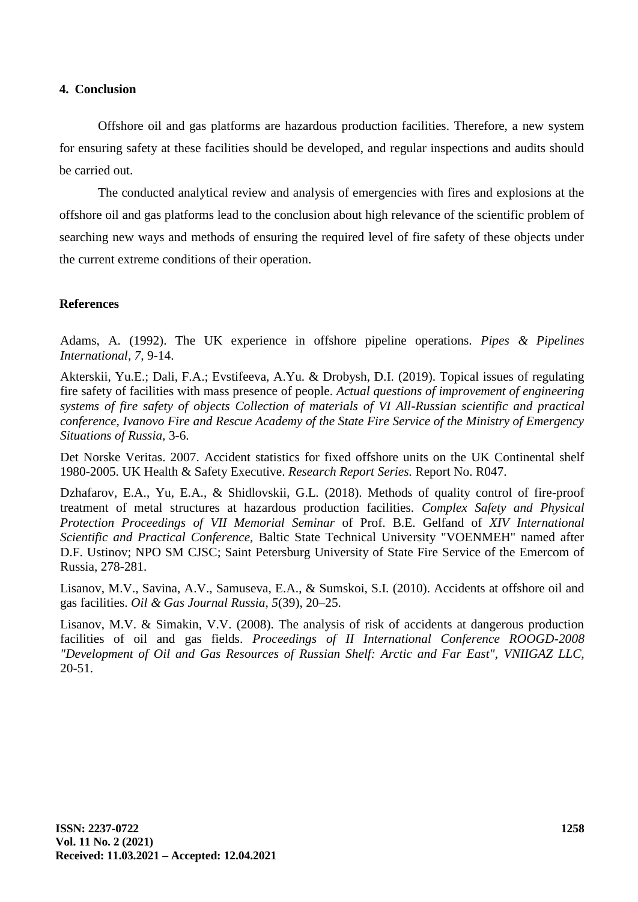## 4. Conclusion

Offshore oil and gas platforms are hazardous production facilities. Therefore, a new system for ensuring safety at these facilities should be developed, and regular inspections and audits should be carried out.

The conducted analytical review and analysis of emergencies with fires and explosions at the offshore oil and gas platforms lead to the conclusion about high relevance of the scientific problem of searching new ways and methods of ensuring the required level of fire safety of these objects under the current extreme conditions of their operation.

## References

Adams, A. (1992). The UK experience in offshore pipeline operations. *Pipes & Pipelines International*, *7*, 9-14.

Akterskii, Yu.E.; Dali, F.A.; Evstifeeva, A.Yu. & Drobysh, D.I. (2019). Topical issues of regulating fire safety of facilities with mass presence of people. *Actual questions of improvement of engineering systems of fire safety of objects Collection of materials of VI All-Russian scientific and practical conference, Ivanovo Fire and Rescue Academy of the State Fire Service of the Ministry of Emergency Situations of Russia*, 3-6.

Det Norske Veritas. 2007. Accident statistics for fixed offshore units on the UK Continental shelf 1980-2005. UK Health & Safety Executive. *Research Report Series.* Report No. R047.

Dzhafarov, E.A., Yu, E.A., & Shidlovskii, G.L. (2018). Methods of quality control of fire-proof treatment of metal structures at hazardous production facilities. *Complex Safety and Physical Protection Proceedings of VII Memorial Seminar* of Prof. B.E. Gelfand of *XIV International Scientific and Practical Conference*, Baltic State Technical University "VOENMEH" named after D.F. Ustinov; NPO SM CJSC; Saint Petersburg University of State Fire Service of the Emercom of Russia, 278-281.

Lisanov, M.V., Savina, A.V., Samuseva, E.A., & Sumskoi, S.I. (2010). Accidents at offshore oil and gas facilities. *Oil & Gas Journal Russia*, *5*(39), 20–25.

Lisanov, M.V. & Simakin, V.V. (2008). The analysis of risk of accidents at dangerous production facilities of oil and gas fields. *Proceedings of II International Conference ROOGD-2008 "Development of Oil and Gas Resources of Russian Shelf: Arctic and Far East", VNIIGAZ LLC*, 20-51.